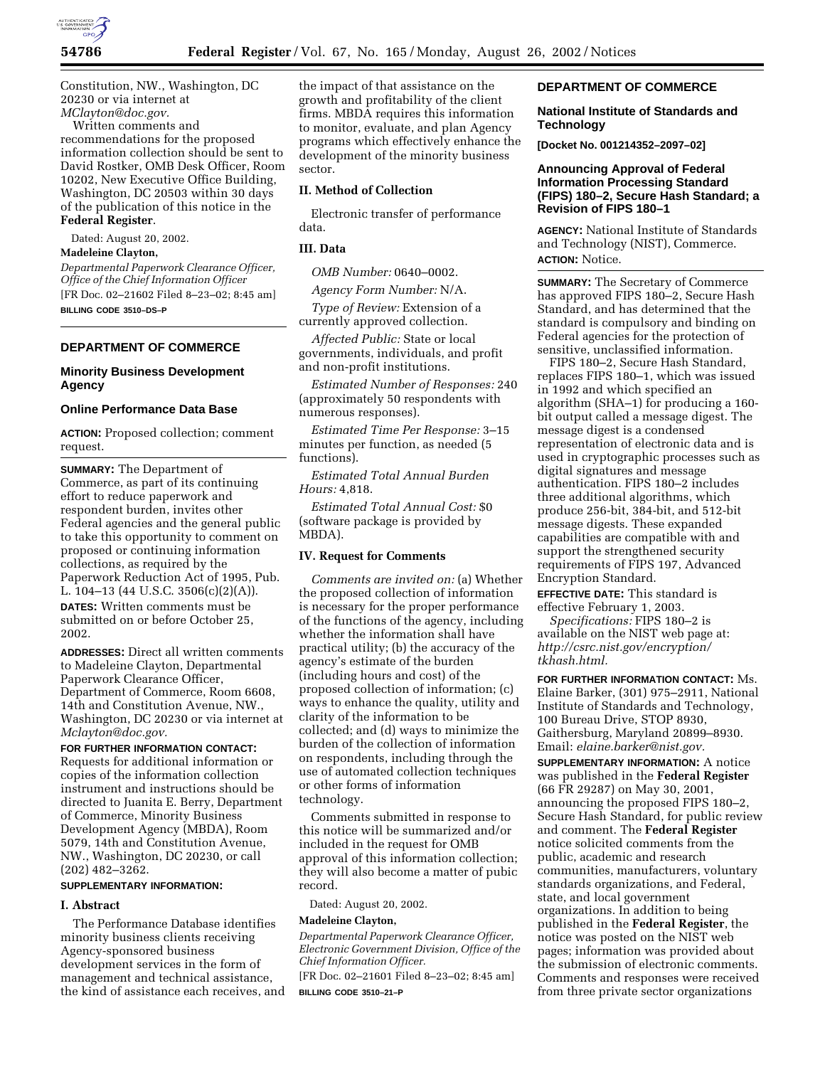Constitution, NW., Washington, DC 20230 or via internet at *MClayton@doc.gov.*

Written comments and recommendations for the proposed information collection should be sent to David Rostker, OMB Desk Officer, Room 10202, New Executive Office Building, Washington, DC 20503 within 30 days of the publication of this notice in the **Federal Register**.

Dated: August 20, 2002.

**Madeleine Clayton,**

*Departmental Paperwork Clearance Officer, Office of the Chief Information Officer*

[FR Doc. 02–21602 Filed 8–23–02; 8:45 am]

**BILLING CODE 3510–DS–P**

---

## DEPARTMENT OF COMMERCE

### Minority Business Development Agency

### Online Performance Data Base

**ACTION:** Proposed collection; comment request.

**SUMMARY:** The Department of Commerce, as part of its continuing effort to reduce paperwork and respondent burden, invites other Federal agencies and the general public to take this opportunity to comment on proposed or continuing information collections, as required by the Paperwork Reduction Act of 1995, Pub. L. 104–13 (44 U.S.C. 3506(c)(2)(A)).

**DATES:** Written comments must be submitted on or before October 25, 2002.

**ADDRESSES:** Direct all written comments to Madeleine Clayton, Departmental Paperwork Clearance Officer, Department of Commerce, Room 6608, 14th and Constitution Avenue, NW., Washington, DC 20230 or via internet at *Mclayton@doc.gov.*

**FOR FURTHER INFORMATION CONTACT:** Requests for additional information or copies of the information collection instrument and instructions should be directed to Juanita E. Berry, Department of Commerce, Minority Business Development Agency (MBDA), Room 5079, 14th and Constitution Avenue, NW., Washington, DC 20230, or call (202) 482–3262.

**SUPPLEMENTARY INFORMATION:**

**I. Abstract**

The Performance Database identifies minority business clients receiving Agency-sponsored business development services in the form of management and technical assistance, the kind of assistance each receives, and the impact of that assistance on the growth and profitability of the client firms. MBDA requires this information to monitor, evaluate, and plan Agency programs which effectively enhance the development of the minority business sector.

**II. Method of Collection**

Electronic transfer of performance data.

**III. Data**

*OMB Number:* 0640–0002.

*Agency Form Number:* N/A.

*Type of Review:* Extension of a currently approved collection.

*Affected Public:* State or local governments, individuals, and profit and non-profit institutions.

*Estimated Number of Responses:* 240 (approximately 50 respondents with numerous responses).

*Estimated Time Per Response:* 3–15 minutes per function, as needed (5 functions).

*Estimated Total Annual Burden Hours:* 4,818.

*Estimated Total Annual Cost:* $0 (software package is provided by MBDA).

**IV. Request for Comments**

*Comments are invited on:* (a) Whether the proposed collection of information is necessary for the proper performance of the functions of the agency, including whether the information shall have practical utility; (b) the accuracy of the agency's estimate of the burden (including hours and cost) of the proposed collection of information; (c) ways to enhance the quality, utility and clarity of the information to be collected; and (d) ways to minimize the burden of the collection of information on respondents, including through the use of automated collection techniques or other forms of information technology.

Comments submitted in response to this notice will be summarized and/or included in the request for OMB approval of this information collection; they will also become a matter of pubic record.

Dated: August 20, 2002.

**Madeleine Clayton,**

*Departmental Paperwork Clearance Officer, Electronic Government Division, Office of the Chief Information Officer.*

[FR Doc. 02–21601 Filed 8–23–02; 8:45 am]

**BILLING CODE 3510–21–P**

---

## DEPARTMENT OF COMMERCE

### National Institute of Standards and Technology

**[Docket No. 001214352–2097–02]**

### Announcing Approval of Federal Information Processing Standard (FIPS) 180–2, Secure Hash Standard; a Revision of FIPS 180–1

**AGENCY:** National Institute of Standards and Technology (NIST), Commerce.

**ACTION:** Notice.

**SUMMARY:** The Secretary of Commerce has approved FIPS 180–2, Secure Hash Standard, and has determined that the standard is compulsory and binding on Federal agencies for the protection of sensitive, unclassified information.

FIPS 180–2, Secure Hash Standard, replaces FIPS 180–1, which was issued in 1992 and which specified an algorithm (SHA–1) for producing a 160-bit output called a message digest. The message digest is a condensed representation of electronic data and is used in cryptographic processes such as digital signatures and message authentication. FIPS 180–2 includes three additional algorithms, which produce 256-bit, 384-bit, and 512-bit message digests. These expanded capabilities are compatible with and support the strengthened security requirements of FIPS 197, Advanced Encryption Standard.

**EFFECTIVE DATE:** This standard is effective February 1, 2003.

*Specifications:* FIPS 180–2 is available on the NIST web page at: *http://csrc.nist.gov/encryption/tkhash.html.*

**FOR FURTHER INFORMATION CONTACT:** Ms. Elaine Barker, (301) 975–2911, National Institute of Standards and Technology, 100 Bureau Drive, STOP 8930, Gaithersburg, Maryland 20899–8930. Email: *elaine.barker@nist.gov.*

**SUPPLEMENTARY INFORMATION:** A notice was published in the **Federal Register** (66 FR 29287) on May 30, 2001, announcing the proposed FIPS 180–2, Secure Hash Standard, for public review and comment. The **Federal Register** notice solicited comments from the public, academic and research communities, manufacturers, voluntary standards organizations, and Federal, state, and local government organizations. In addition to being published in the **Federal Register**, the notice was posted on the NIST web pages; information was provided about the submission of electronic comments. Comments and responses were received from three private sector organizations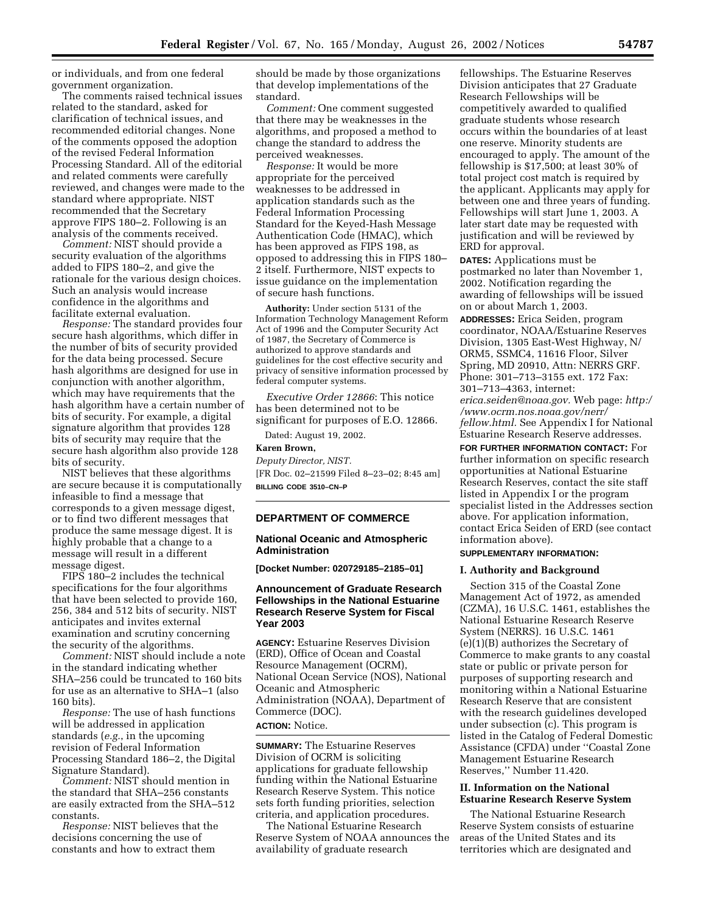or individuals, and from one federal government organization.

The comments raised technical issues related to the standard, asked for clarification of technical issues, and recommended editorial changes. None of the comments opposed the adoption of the revised Federal Information Processing Standard. All of the editorial and related comments were carefully reviewed, and changes were made to the standard where appropriate. NIST recommended that the Secretary approve FIPS 180–2. Following is an analysis of the comments received.

*Comment:* NIST should provide a security evaluation of the algorithms added to FIPS 180–2, and give the rationale for the various design choices. Such an analysis would increase confidence in the algorithms and facilitate external evaluation.

*Response:* The standard provides four secure hash algorithms, which differ in the number of bits of security provided for the data being processed. Secure hash algorithms are designed for use in conjunction with another algorithm, which may have requirements that the hash algorithm have a certain number of bits of security. For example, a digital signature algorithm that provides 128 bits of security may require that the secure hash algorithm also provide 128 bits of security.

NIST believes that these algorithms are secure because it is computationally infeasible to find a message that corresponds to a given message digest, or to find two different messages that produce the same message digest. It is highly probable that a change to a message will result in a different message digest.

FIPS 180–2 includes the technical specifications for the four algorithms that have been selected to provide 160, 256, 384 and 512 bits of security. NIST anticipates and invites external examination and scrutiny concerning the security of the algorithms.

*Comment:* NIST should include a note in the standard indicating whether SHA–256 could be truncated to 160 bits for use as an alternative to SHA–1 (also 160 bits).

*Response:* The use of hash functions will be addressed in application standards (*e.g.*, in the upcoming revision of Federal Information Processing Standard 186–2, the Digital Signature Standard).

*Comment:* NIST should mention in the standard that SHA–256 constants are easily extracted from the SHA–512 constants.

*Response:* NIST believes that the decisions concerning the use of constants and how to extract them should be made by those organizations that develop implementations of the standard.

*Comment:* One comment suggested that there may be weaknesses in the algorithms, and proposed a method to change the standard to address the perceived weaknesses.

*Response:* It would be more appropriate for the perceived weaknesses to be addressed in application standards such as the Federal Information Processing Standard for the Keyed-Hash Message Authentication Code (HMAC), which has been approved as FIPS 198, as opposed to addressing this in FIPS 180–2 itself. Furthermore, NIST expects to issue guidance on the implementation of secure hash functions.

**Authority:** Under section 5131 of the Information Technology Management Reform Act of 1996 and the Computer Security Act of 1987, the Secretary of Commerce is authorized to approve standards and guidelines for the cost effective security and privacy of sensitive information processed by federal computer systems.

*Executive Order 12866*: This notice has been determined not to be significant for purposes of E.O. 12866.

Dated: August 19, 2002.

**Karen Brown,**

*Deputy Director, NIST.*

[FR Doc. 02–21599 Filed 8–23–02; 8:45 am]

**BILLING CODE 3510–CN–P**

## DEPARTMENT OF COMMERCE

### National Oceanic and Atmospheric Administration

**[Docket Number: 020729185–2185–01]**

### Announcement of Graduate Research Fellowships in the National Estuarine Research Reserve System for Fiscal Year 2003

**AGENCY:** Estuarine Reserves Division (ERD), Office of Ocean and Coastal Resource Management (OCRM), National Ocean Service (NOS), National Oceanic and Atmospheric Administration (NOAA), Department of Commerce (DOC).

**ACTION:** Notice.

**SUMMARY:** The Estuarine Reserves Division of OCRM is soliciting applications for graduate fellowship funding within the National Estuarine Research Reserve System. This notice sets forth funding priorities, selection criteria, and application procedures.

The National Estuarine Research Reserve System of NOAA announces the availability of graduate research fellowships. The Estuarine Reserves Division anticipates that 27 Graduate Research Fellowships will be competitively awarded to qualified graduate students whose research occurs within the boundaries of at least one reserve. Minority students are encouraged to apply. The amount of the fellowship is $17,500; at least 30% of total project cost match is required by the applicant. Applicants may apply for between one and three years of funding. Fellowships will start June 1, 2003. A later start date may be requested with justification and will be reviewed by ERD for approval.

**DATES:** Applications must be postmarked no later than November 1, 2002. Notification regarding the awarding of fellowships will be issued on or about March 1, 2003.

**ADDRESSES:** Erica Seiden, program coordinator, NOAA/Estuarine Reserves Division, 1305 East-West Highway, N/ORM5, SSMC4, 11616 Floor, Silver Spring, MD 20910, Attn: NERRS GRF. Phone: 301–713–3155 ext. 172 Fax: 301–713–4363, internet: *erica.seiden@noaa.gov.* Web page: *http://www.ocrm.nos.noaa.gov/nerr/fellow.html.* See Appendix I for National Estuarine Research Reserve addresses.

**FOR FURTHER INFORMATION CONTACT:** For further information on specific research opportunities at National Estuarine Research Reserves, contact the site staff listed in Appendix I or the program specialist listed in the Addresses section above. For application information, contact Erica Seiden of ERD (see contact information above).

**SUPPLEMENTARY INFORMATION:**

#### I. Authority and Background

Section 315 of the Coastal Zone Management Act of 1972, as amended (CZMA), 16 U.S.C. 1461, establishes the National Estuarine Research Reserve System (NERRS). 16 U.S.C. 1461 (e)(1)(B) authorizes the Secretary of Commerce to make grants to any coastal state or public or private person for purposes of supporting research and monitoring within a National Estuarine Research Reserve that are consistent with the research guidelines developed under subsection (c). This program is listed in the Catalog of Federal Domestic Assistance (CFDA) under ''Coastal Zone Management Estuarine Research Reserves,'' Number 11.420.

#### II. Information on the National Estuarine Research Reserve System

The National Estuarine Research Reserve System consists of estuarine areas of the United States and its territories which are designated and